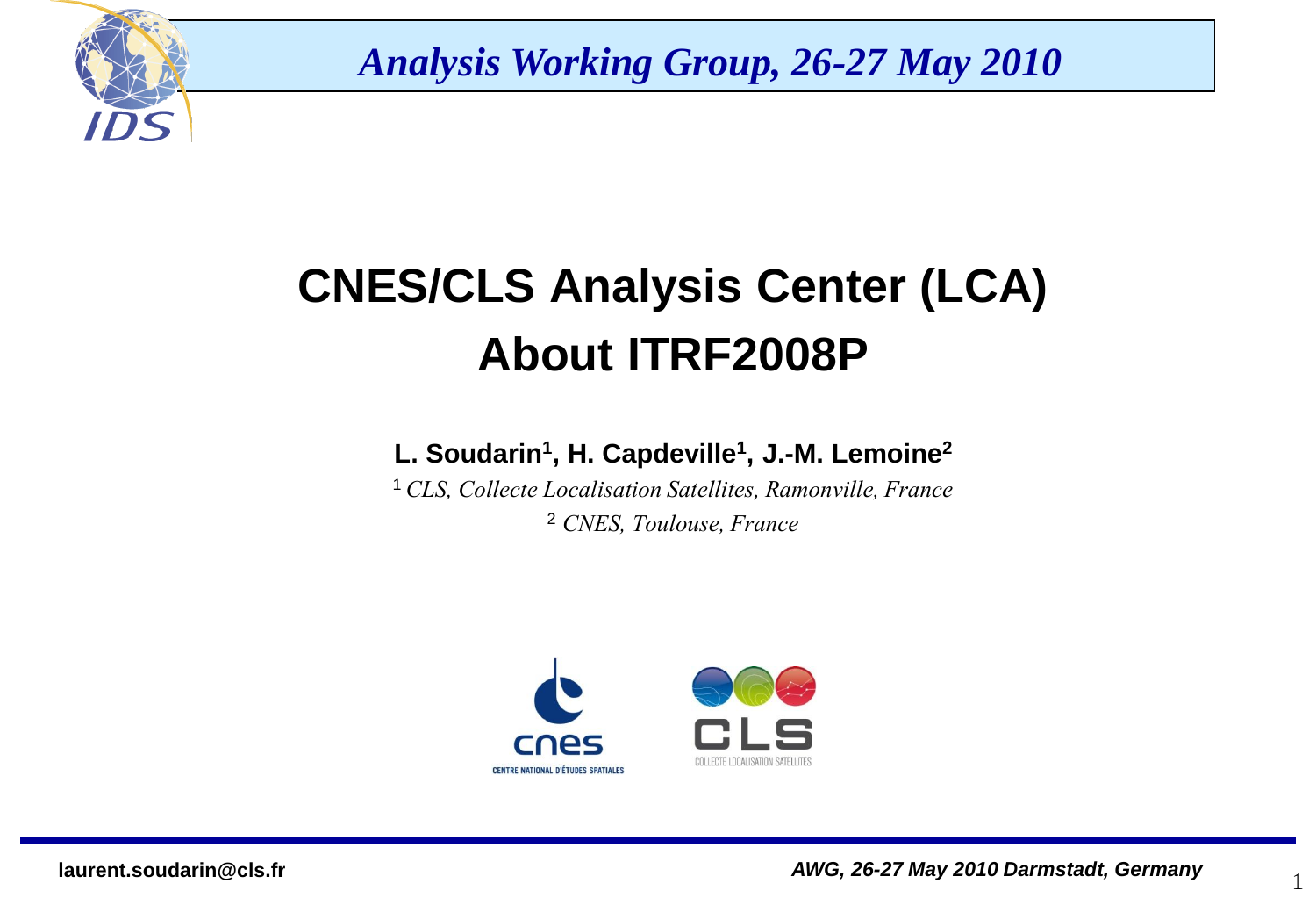# CNES/CLS Analysis Center (LCA)
# About ITRF2008P

**L. Soudarin[1], H. Capdeville[1], J.-M. Lemoine[2]**

[1] *CLS, Collecte Localisation Satellites, Ramonville, France*

[2] *CNES, Toulouse, France*

laurent.soudarin@cls.fr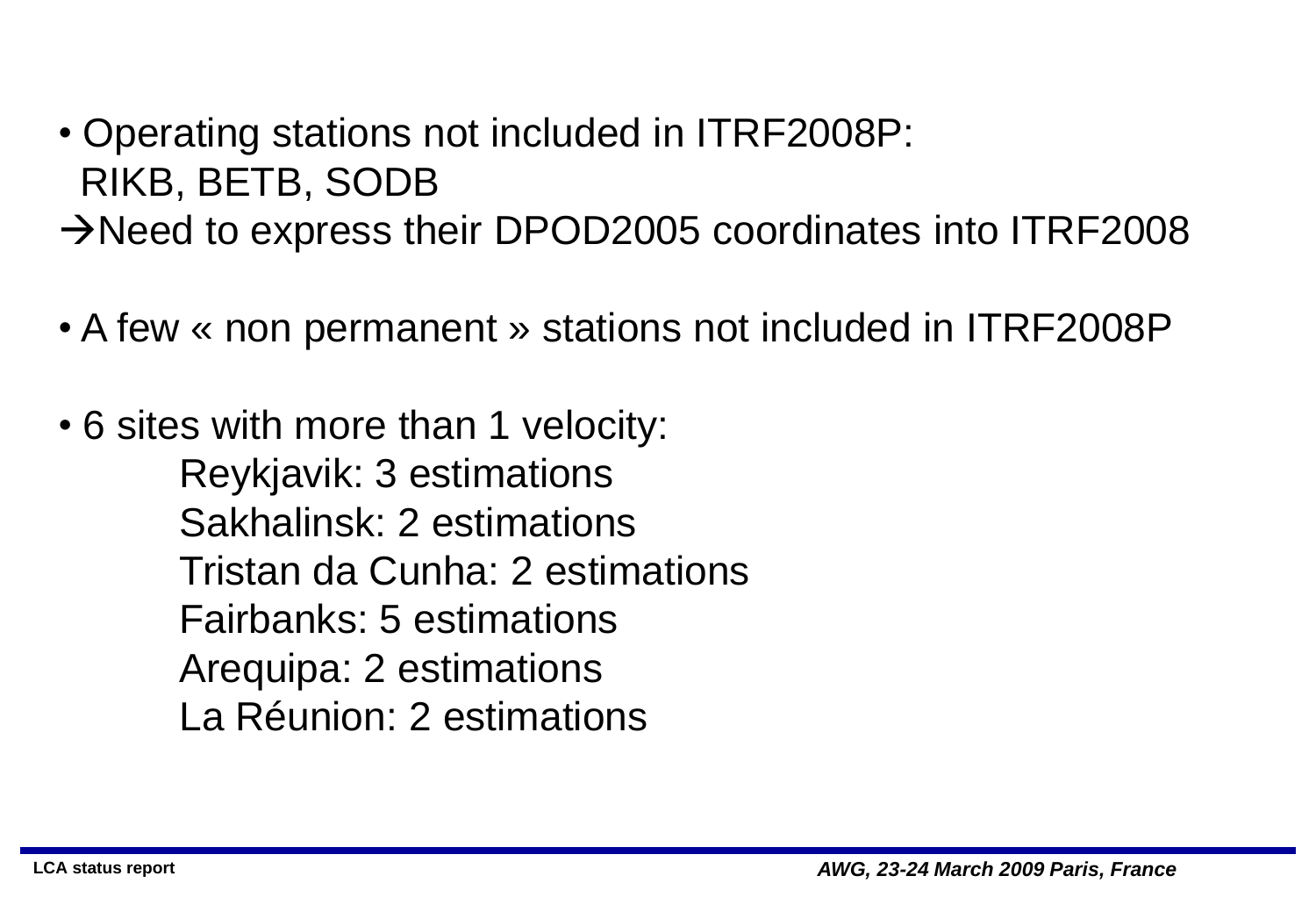- Operating stations not included in ITRF2008P:
  RIKB, BETB, SODB

→Need to express their DPOD2005 coordinates into ITRF2008

- A few « non permanent » stations not included in ITRF2008P

- 6 sites with more than 1 velocity:
  - Reykjavik: 3 estimations
  - Sakhalinsk: 2 estimations
  - Tristan da Cunha: 2 estimations
  - Fairbanks: 5 estimations
  - Arequipa: 2 estimations
  - La Réunion: 2 estimations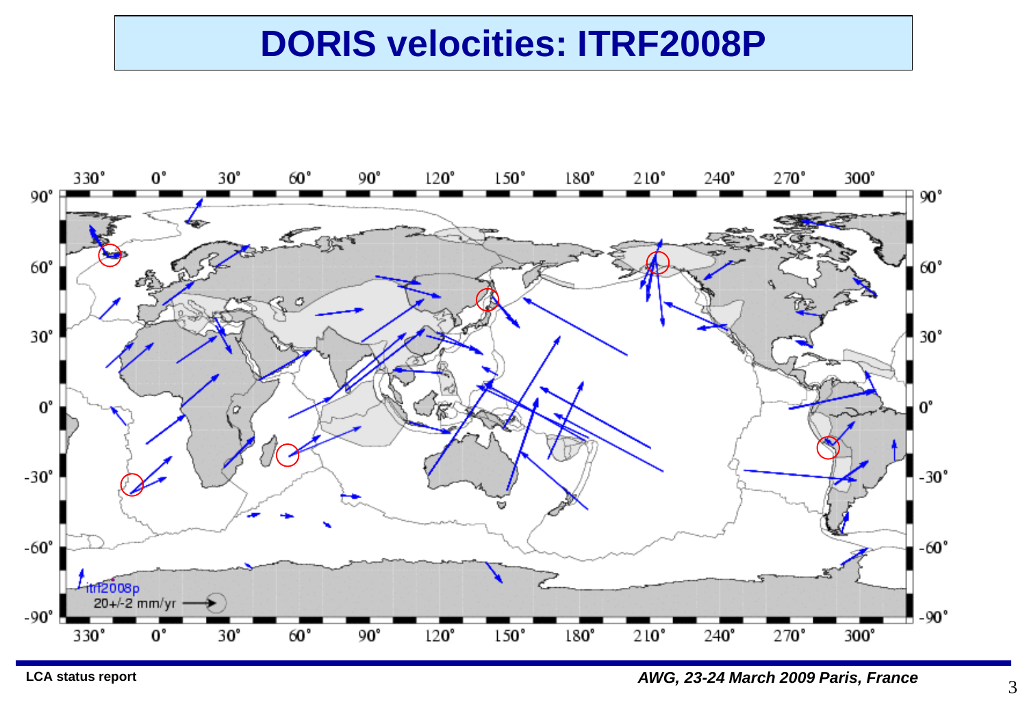# DORIS velocities: ITRF2008P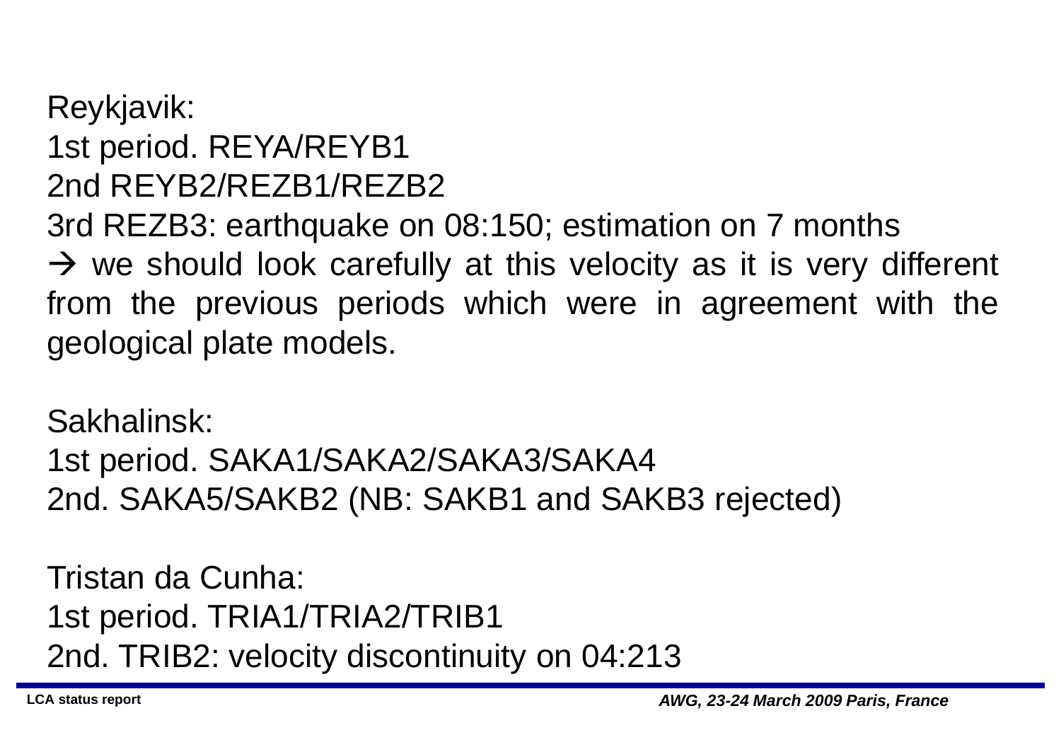Reykjavik:

1st period. REYA/REYB1

2nd REYB2/REZB1/REZB2

3rd REZB3: earthquake on 08:150; estimation on 7 months

→ we should look carefully at this velocity as it is very different from the previous periods which were in agreement with the geological plate models.

Sakhalinsk:

1st period. SAKA1/SAKA2/SAKA3/SAKA4

2nd. SAKA5/SAKB2 (NB: SAKB1 and SAKB3 rejected)

Tristan da Cunha:

1st period. TRIA1/TRIA2/TRIB1

2nd. TRIB2: velocity discontinuity on 04:213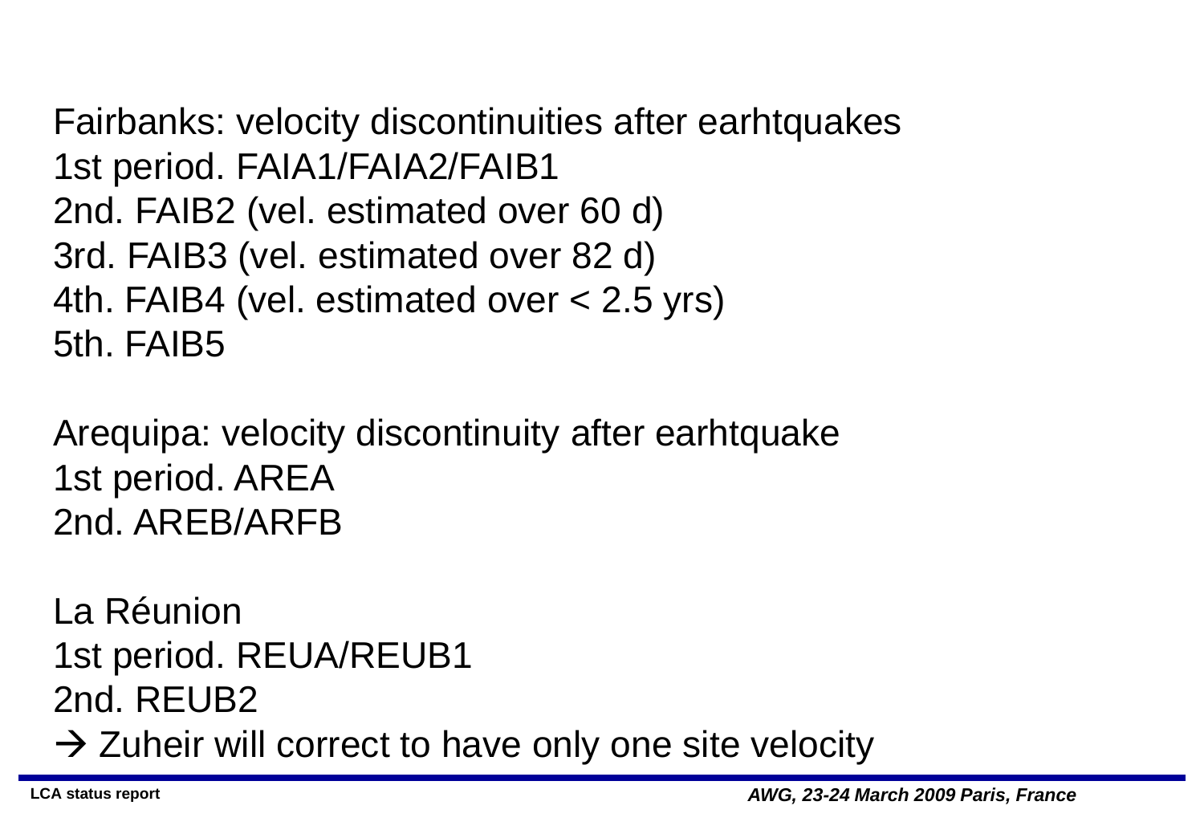Fairbanks: velocity discontinuities after earhtquakes
1st period. FAIA1/FAIA2/FAIB1
2nd. FAIB2 (vel. estimated over 60 d)
3rd. FAIB3 (vel. estimated over 82 d)
4th. FAIB4 (vel. estimated over < 2.5 yrs)
5th. FAIB5

Arequipa: velocity discontinuity after earhtquake
1st period. AREA
2nd. AREB/ARFB

La Réunion
1st period. REUA/REUB1
2nd. REUB2
→ Zuheir will correct to have only one site velocity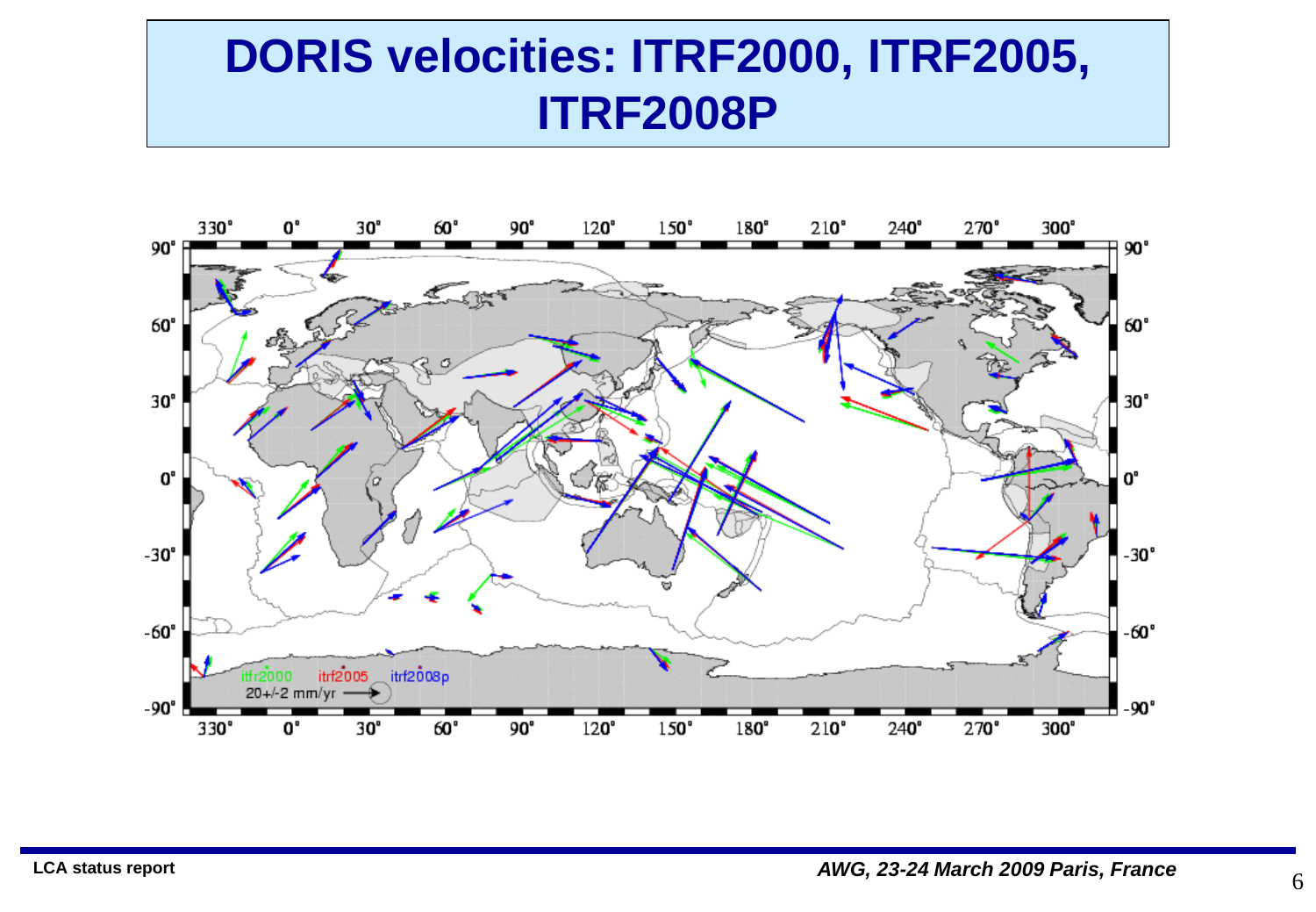# DORIS velocities: ITRF2000, ITRF2005, ITRF2008P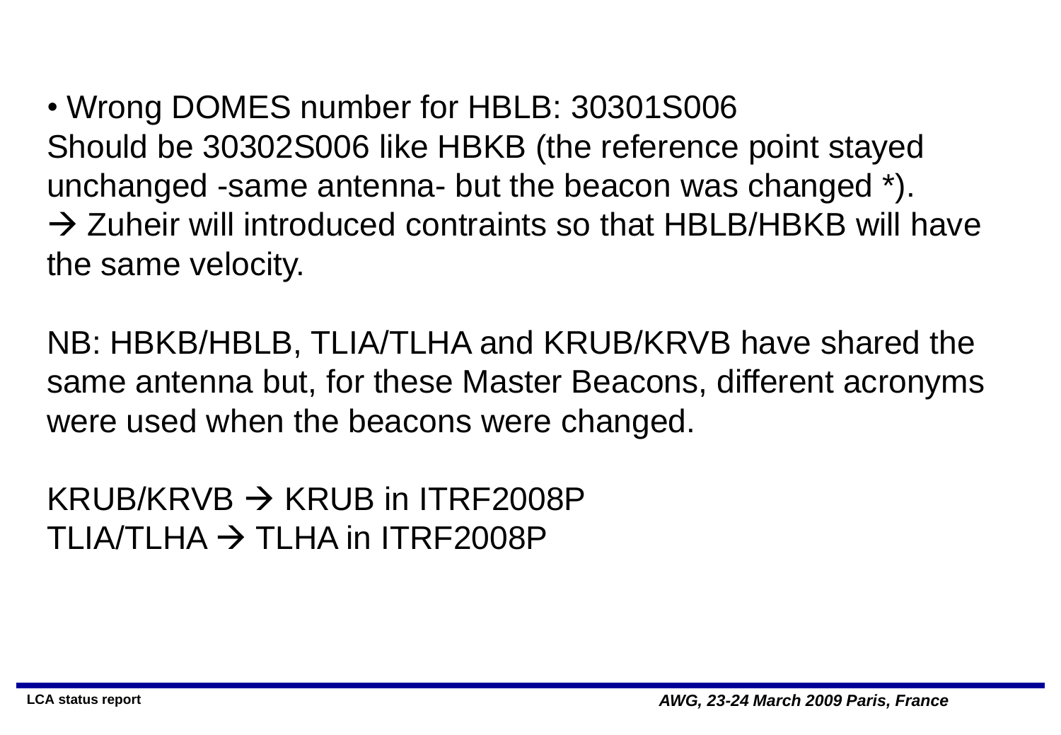- Wrong DOMES number for HBLB: 30301S006
Should be 30302S006 like HBKB (the reference point stayed unchanged -same antenna- but the beacon was changed *).
→ Zuheir will introduced contraints so that HBLB/HBKB will have the same velocity.

NB: HBKB/HBLB, TLIA/TLHA and KRUB/KRVB have shared the same antenna but, for these Master Beacons, different acronyms were used when the beacons were changed.

KRUB/KRVB → KRUB in ITRF2008P
TLIA/TLHA → TLHA in ITRF2008P